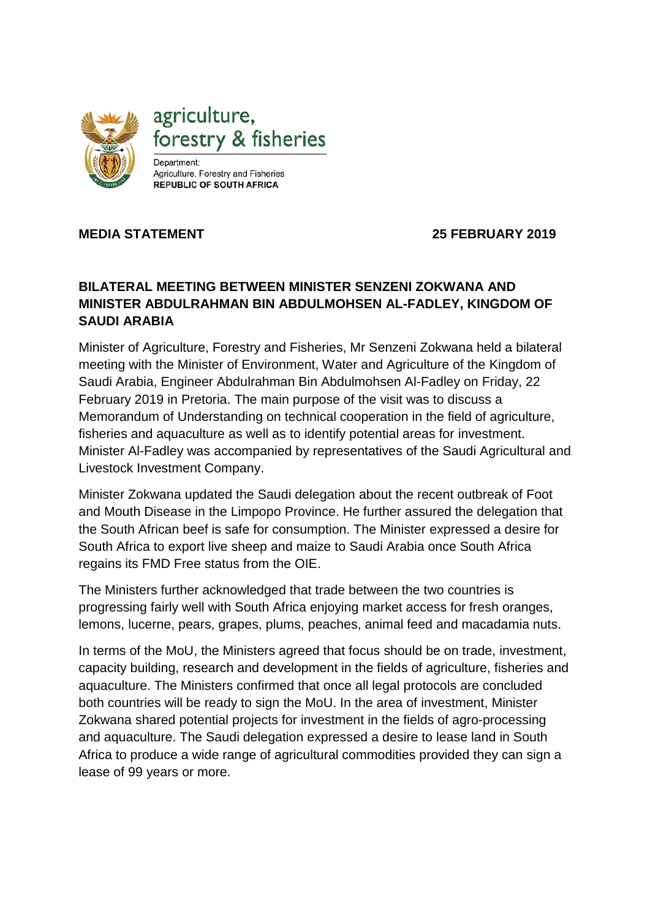agriculture, forestry & fisheries

Department:
Agriculture, Forestry and Fisheries
**REPUBLIC OF SOUTH AFRICA**

**MEDIA STATEMENT** **25 FEBRUARY 2019**

## BILATERAL MEETING BETWEEN MINISTER SENZENI ZOKWANA AND MINISTER ABDULRAHMAN BIN ABDULMOHSEN AL-FADLEY, KINGDOM OF SAUDI ARABIA

Minister of Agriculture, Forestry and Fisheries, Mr Senzeni Zokwana held a bilateral meeting with the Minister of Environment, Water and Agriculture of the Kingdom of Saudi Arabia, Engineer Abdulrahman Bin Abdulmohsen Al-Fadley on Friday, 22 February 2019 in Pretoria. The main purpose of the visit was to discuss a Memorandum of Understanding on technical cooperation in the field of agriculture, fisheries and aquaculture as well as to identify potential areas for investment. Minister Al-Fadley was accompanied by representatives of the Saudi Agricultural and Livestock Investment Company.

Minister Zokwana updated the Saudi delegation about the recent outbreak of Foot and Mouth Disease in the Limpopo Province. He further assured the delegation that the South African beef is safe for consumption. The Minister expressed a desire for South Africa to export live sheep and maize to Saudi Arabia once South Africa regains its FMD Free status from the OIE.

The Ministers further acknowledged that trade between the two countries is progressing fairly well with South Africa enjoying market access for fresh oranges, lemons, lucerne, pears, grapes, plums, peaches, animal feed and macadamia nuts.

In terms of the MoU, the Ministers agreed that focus should be on trade, investment, capacity building, research and development in the fields of agriculture, fisheries and aquaculture. The Ministers confirmed that once all legal protocols are concluded both countries will be ready to sign the MoU. In the area of investment, Minister Zokwana shared potential projects for investment in the fields of agro-processing and aquaculture. The Saudi delegation expressed a desire to lease land in South Africa to produce a wide range of agricultural commodities provided they can sign a lease of 99 years or more.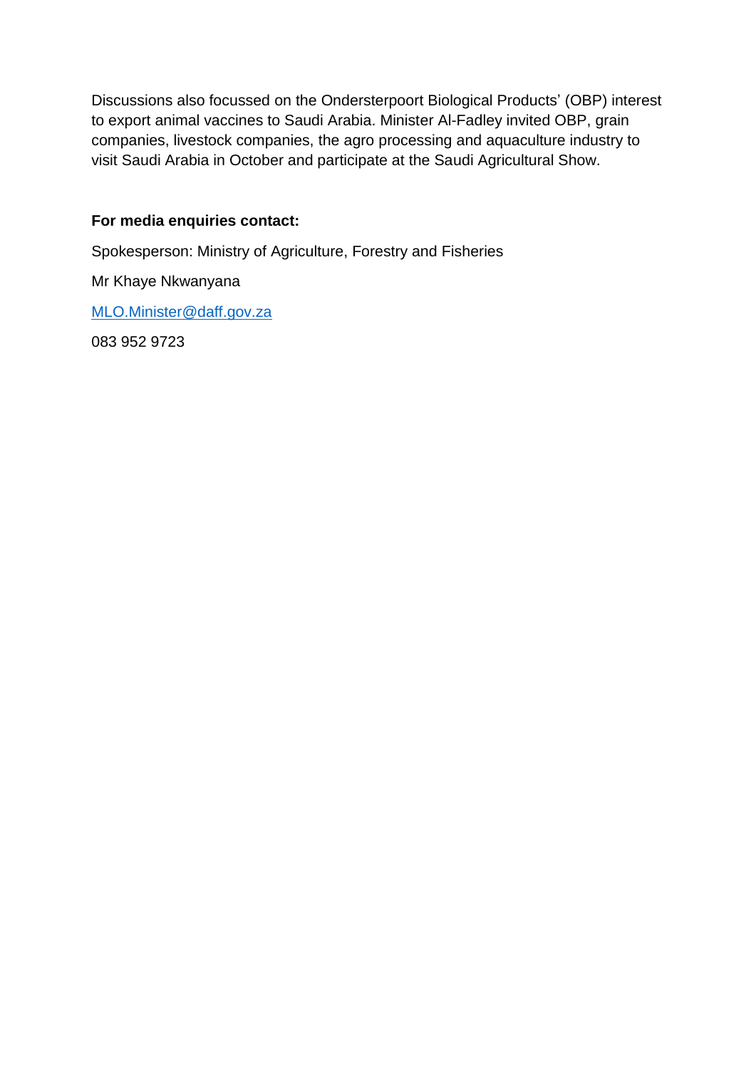Discussions also focussed on the Ondersterpoort Biological Products' (OBP) interest to export animal vaccines to Saudi Arabia. Minister Al-Fadley invited OBP, grain companies, livestock companies, the agro processing and aquaculture industry to visit Saudi Arabia in October and participate at the Saudi Agricultural Show.

**For media enquiries contact:**

Spokesperson: Ministry of Agriculture, Forestry and Fisheries

Mr Khaye Nkwanyana

MLO.Minister@daff.gov.za

083 952 9723